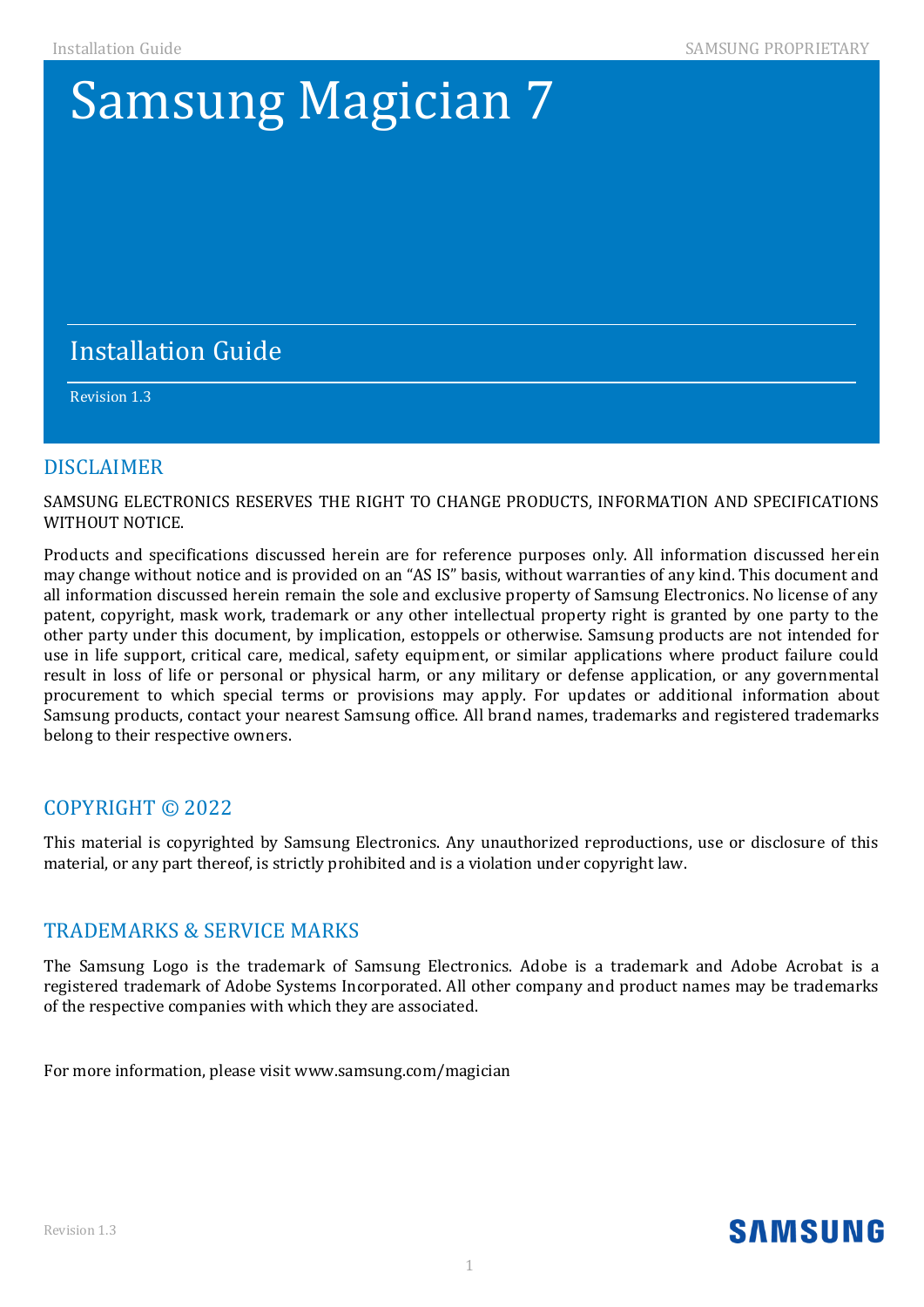# Samsung Magician 7

## Installation Guide

Revision 1.3

## DISCLAIMER

SAMSUNG ELECTRONICS RESERVES THE RIGHT TO CHANGE PRODUCTS, INFORMATION AND SPECIFICATIONS WITHOUT NOTICE.

Products and specifications discussed herein are for reference purposes only. All information discussed herein may change without notice and is provided on an "AS IS" basis, without warranties of any kind. This document and all information discussed herein remain the sole and exclusive property of Samsung Electronics. No license of any patent, copyright, mask work, trademark or any other intellectual property right is granted by one party to the other party under this document, by implication, estoppels or otherwise. Samsung products are not intended for use in life support, critical care, medical, safety equipment, or similar applications where product failure could result in loss of life or personal or physical harm, or any military or defense application, or any governmental procurement to which special terms or provisions may apply. For updates or additional information about Samsung products, contact your nearest Samsung office. All brand names, trademarks and registered trademarks belong to their respective owners.

## COPYRIGHT © 2022

This material is copyrighted by Samsung Electronics. Any unauthorized reproductions, use or disclosure of this material, or any part thereof, is strictly prohibited and is a violation under copyright law.

## TRADEMARKS & SERVICE MARKS

The Samsung Logo is the trademark of Samsung Electronics. Adobe is a trademark and Adobe Acrobat is a registered trademark of Adobe Systems Incorporated. All other company and product names may be trademarks of the respective companies with which they are associated.

For more information, please visit www.samsung.com/magician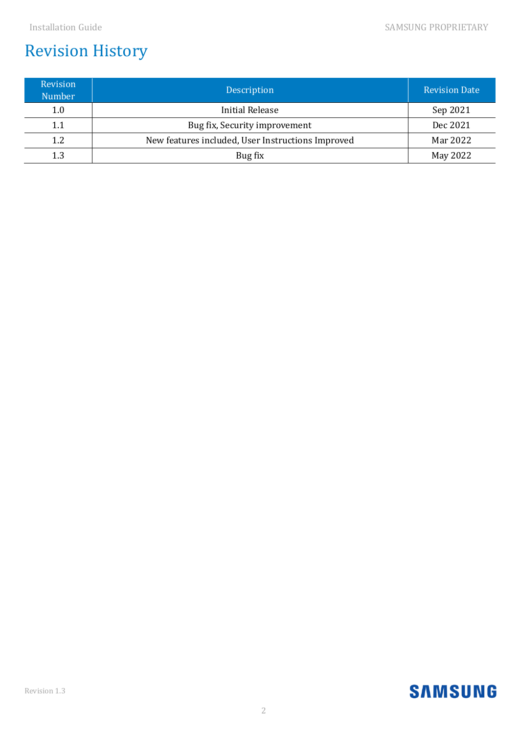# Revision History

| Revision Number | Description | Revision Date |
|---|---|---|
| 1.0 | Initial Release | Sep 2021 |
| 1.1 | Bug fix, Security improvement | Dec 2021 |
| 1.2 | New features included, User Instructions Improved | Mar 2022 |
| 1.3 | Bug fix | May 2022 |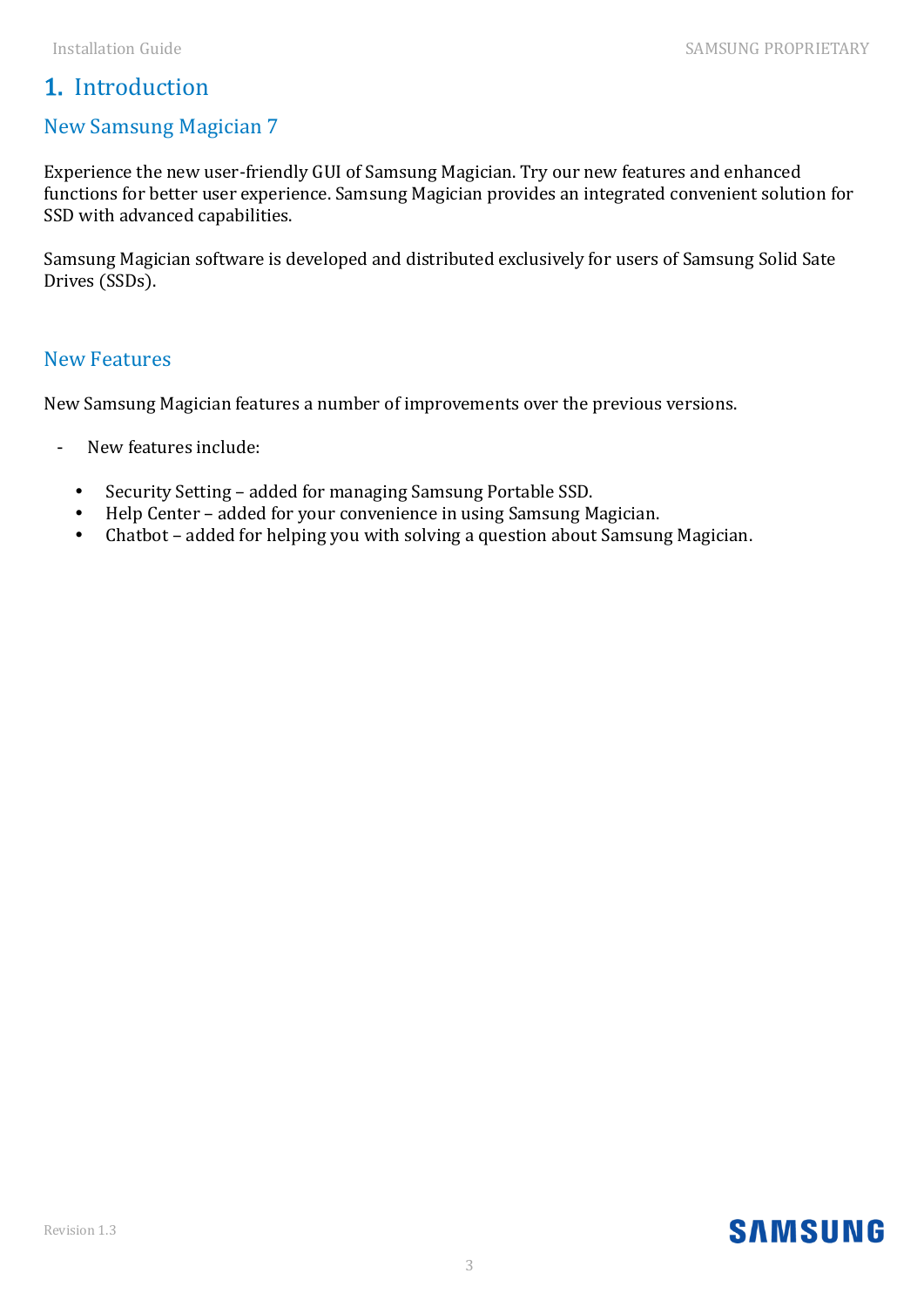# 1. Introduction

## New Samsung Magician 7

Experience the new user-friendly GUI of Samsung Magician. Try our new features and enhanced functions for better user experience. Samsung Magician provides an integrated convenient solution for SSD with advanced capabilities.

Samsung Magician software is developed and distributed exclusively for users of Samsung Solid Sate Drives (SSDs).

## New Features

New Samsung Magician features a number of improvements over the previous versions.

- New features include:
  - Security Setting – added for managing Samsung Portable SSD.
  - Help Center – added for your convenience in using Samsung Magician.
  - Chatbot – added for helping you with solving a question about Samsung Magician.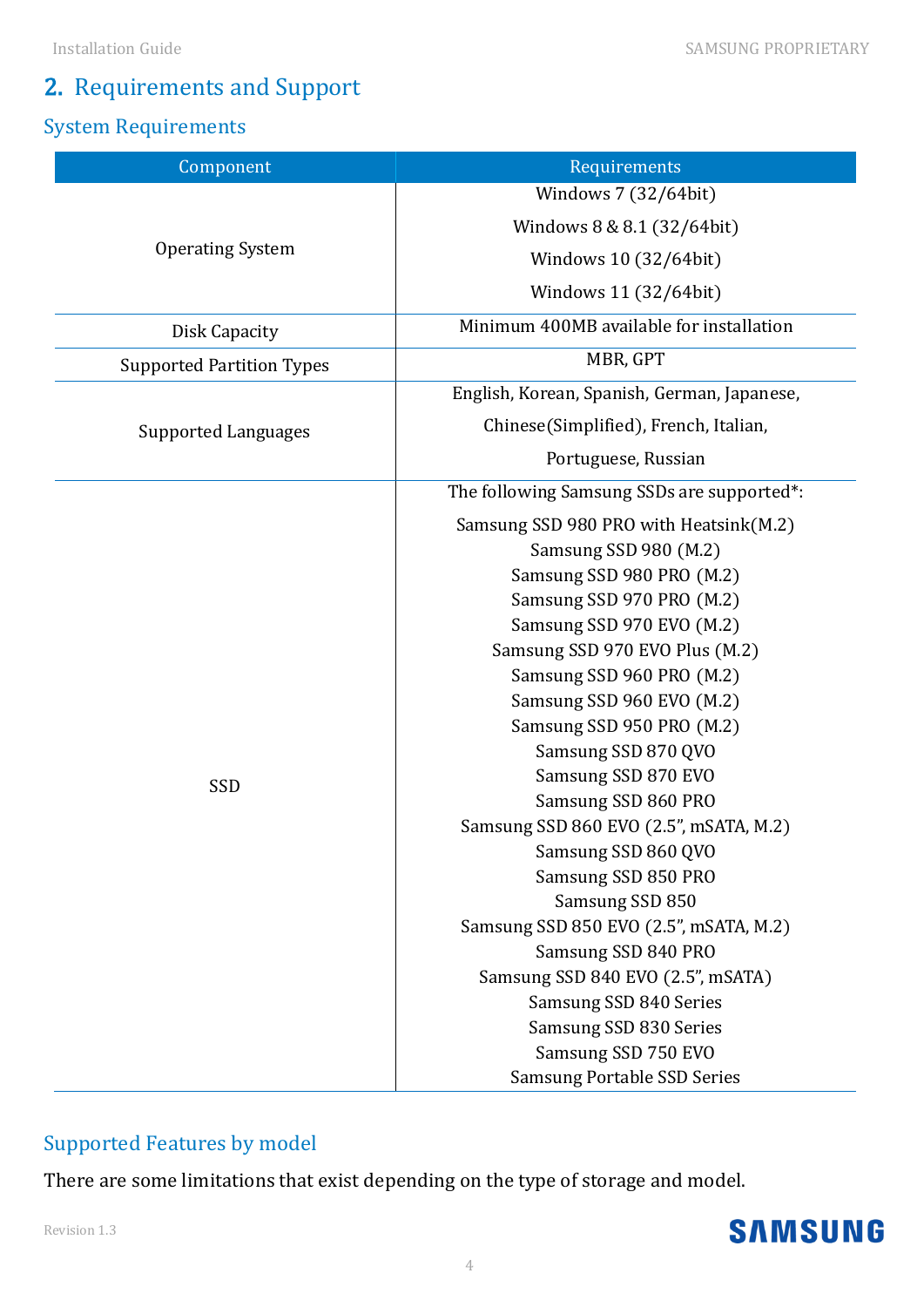## 2. Requirements and Support

### System Requirements

| Component | Requirements |
|---|---|
| Operating System | Windows 7 (32/64bit)<br>Windows 8 & 8.1 (32/64bit)<br>Windows 10 (32/64bit)<br>Windows 11 (32/64bit) |
| Disk Capacity | Minimum 400MB available for installation |
| Supported Partition Types | MBR, GPT |
| Supported Languages | English, Korean, Spanish, German, Japanese, Chinese(Simplified), French, Italian, Portuguese, Russian |
| SSD | The following Samsung SSDs are supported*:<br>Samsung SSD 980 PRO with Heatsink(M.2)<br>Samsung SSD 980 (M.2)<br>Samsung SSD 980 PRO (M.2)<br>Samsung SSD 970 PRO (M.2)<br>Samsung SSD 970 EVO (M.2)<br>Samsung SSD 970 EVO Plus (M.2)<br>Samsung SSD 960 PRO (M.2)<br>Samsung SSD 960 EVO (M.2)<br>Samsung SSD 950 PRO (M.2)<br>Samsung SSD 870 QVO<br>Samsung SSD 870 EVO<br>Samsung SSD 860 PRO<br>Samsung SSD 860 EVO (2.5", mSATA, M.2)<br>Samsung SSD 860 QVO<br>Samsung SSD 850 PRO<br>Samsung SSD 850<br>Samsung SSD 850 EVO (2.5", mSATA, M.2)<br>Samsung SSD 840 PRO<br>Samsung SSD 840 EVO (2.5", mSATA)<br>Samsung SSD 840 Series<br>Samsung SSD 830 Series<br>Samsung SSD 750 EVO<br>Samsung Portable SSD Series |

### Supported Features by model

There are some limitations that exist depending on the type of storage and model.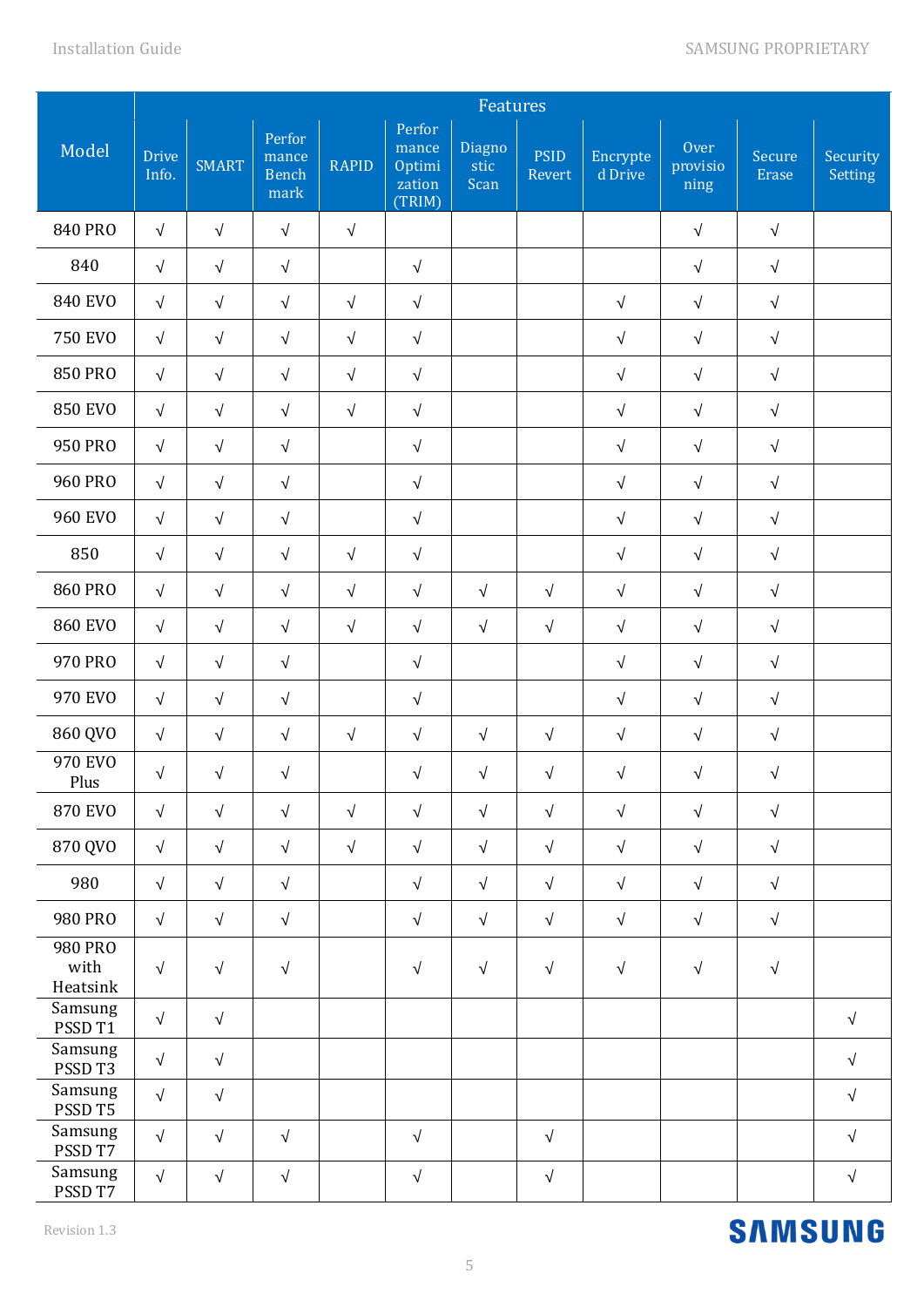| Model | Features | | | | | | | | | | |
|---|---|---|---|---|---|---|---|---|---|---|---|
| | Drive Info. | SMART | Performance Benchmark | RAPID | Performance Optimization (TRIM) | Diagnostic Scan | PSID Revert | Encrypted Drive | Over provisioning | Secure Erase | Security Setting |
| 840 PRO | √ | √ | √ | √ | | | | | √ | √ | |
| 840 | √ | √ | √ | | √ | | | | √ | √ | |
| 840 EVO | √ | √ | √ | √ | √ | | | √ | √ | √ | |
| 750 EVO | √ | √ | √ | √ | √ | | | √ | √ | √ | |
| 850 PRO | √ | √ | √ | √ | √ | | | √ | √ | √ | |
| 850 EVO | √ | √ | √ | √ | √ | | | √ | √ | √ | |
| 950 PRO | √ | √ | √ | | √ | | | √ | √ | √ | |
| 960 PRO | √ | √ | √ | | √ | | | √ | √ | √ | |
| 960 EVO | √ | √ | √ | | √ | | | √ | √ | √ | |
| 850 | √ | √ | √ | √ | √ | | | √ | √ | √ | |
| 860 PRO | √ | √ | √ | √ | √ | √ | √ | √ | √ | √ | |
| 860 EVO | √ | √ | √ | √ | √ | √ | √ | √ | √ | √ | |
| 970 PRO | √ | √ | √ | | √ | | | √ | √ | √ | |
| 970 EVO | √ | √ | √ | | √ | | | √ | √ | √ | |
| 860 QVO | √ | √ | √ | √ | √ | √ | √ | √ | √ | √ | |
| 970 EVO Plus | √ | √ | √ | | √ | √ | √ | √ | √ | √ | |
| 870 EVO | √ | √ | √ | √ | √ | √ | √ | √ | √ | √ | |
| 870 QVO | √ | √ | √ | √ | √ | √ | √ | √ | √ | √ | |
| 980 | √ | √ | √ | | √ | √ | √ | √ | √ | √ | |
| 980 PRO | √ | √ | √ | | √ | √ | √ | √ | √ | √ | |
| 980 PRO with Heatsink | √ | √ | √ | | √ | √ | √ | √ | √ | √ | |
| Samsung PSSD T1 | √ | √ | | | | | | | | | √ |
| Samsung PSSD T3 | √ | √ | | | | | | | | | √ |
| Samsung PSSD T5 | √ | √ | | | | | | | | | √ |
| Samsung PSSD T7 | √ | √ | √ | | √ | | √ | | | | √ |
| Samsung PSSD T7 | √ | √ | √ | | √ | | √ | | | | √ |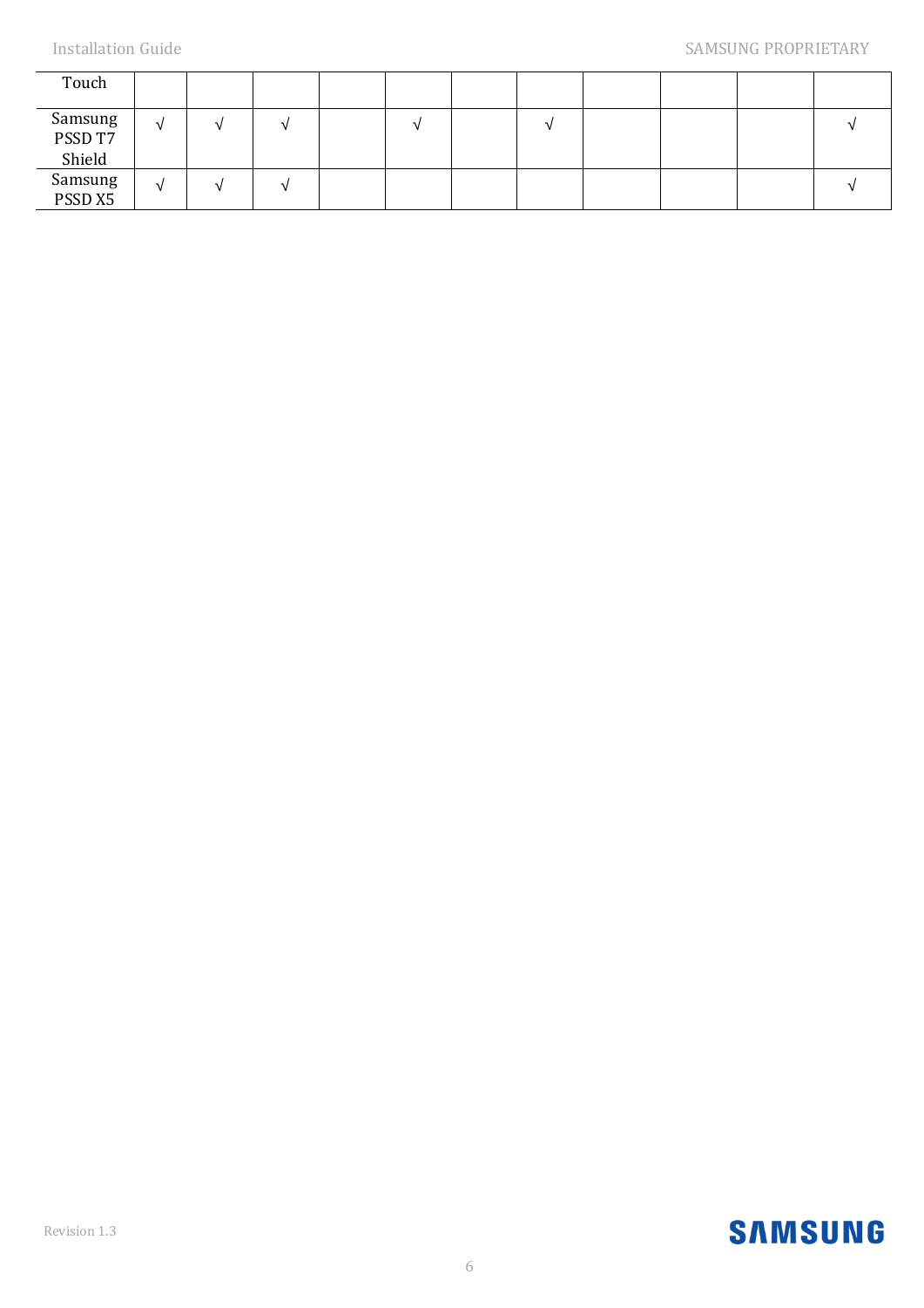| | | | | | | | | | | |
|---|---|---|---|---|---|---|---|---|---|---|
| Touch | | | | | | | | | | | |
| Samsung PSSD T7 Shield | √ | √ | √ | | √ | | √ | | | | √ |
| Samsung PSSD X5 | √ | √ | √ | | | | | | | | √ |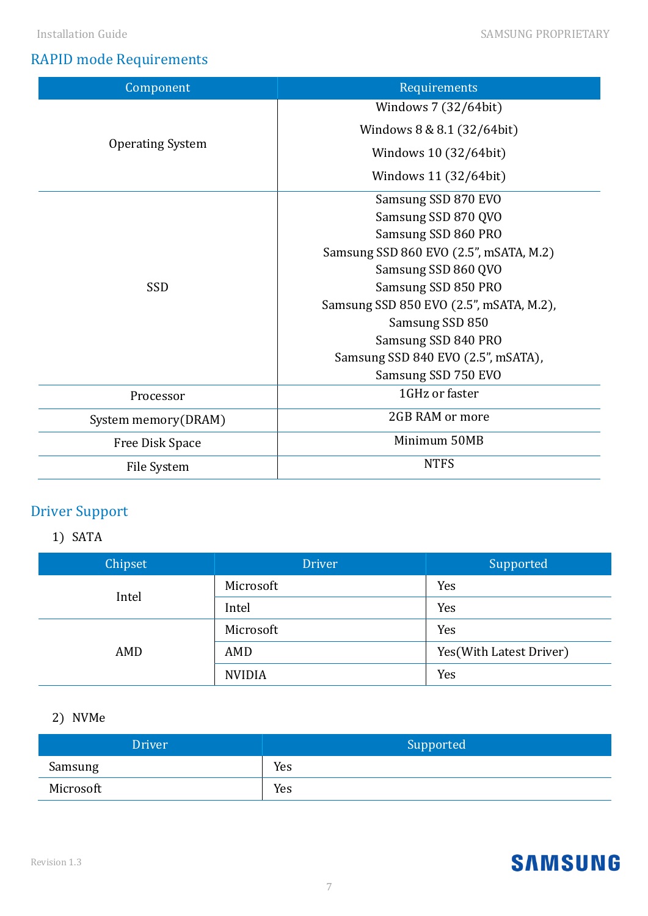## RAPID mode Requirements

| Component | Requirements |
|---|---|
| Operating System | Windows 7 (32/64bit)<br>Windows 8 & 8.1 (32/64bit)<br>Windows 10 (32/64bit)<br>Windows 11 (32/64bit) |
| SSD | Samsung SSD 870 EVO<br>Samsung SSD 870 QVO<br>Samsung SSD 860 PRO<br>Samsung SSD 860 EVO (2.5", mSATA, M.2)<br>Samsung SSD 860 QVO<br>Samsung SSD 850 PRO<br>Samsung SSD 850 EVO (2.5", mSATA, M.2),<br>Samsung SSD 850<br>Samsung SSD 840 PRO<br>Samsung SSD 840 EVO (2.5", mSATA),<br>Samsung SSD 750 EVO |
| Processor | 1GHz or faster |
| System memory(DRAM) | 2GB RAM or more |
| Free Disk Space | Minimum 50MB |
| File System | NTFS |

## Driver Support

1) SATA

| Chipset | Driver | Supported |
|---|---|---|
| Intel | Microsoft | Yes |
| | Intel | Yes |
| AMD | Microsoft | Yes |
| | AMD | Yes(With Latest Driver) |
| | NVIDIA | Yes |

2) NVMe

| Driver | Supported |
|---|---|
| Samsung | Yes |
| Microsoft | Yes |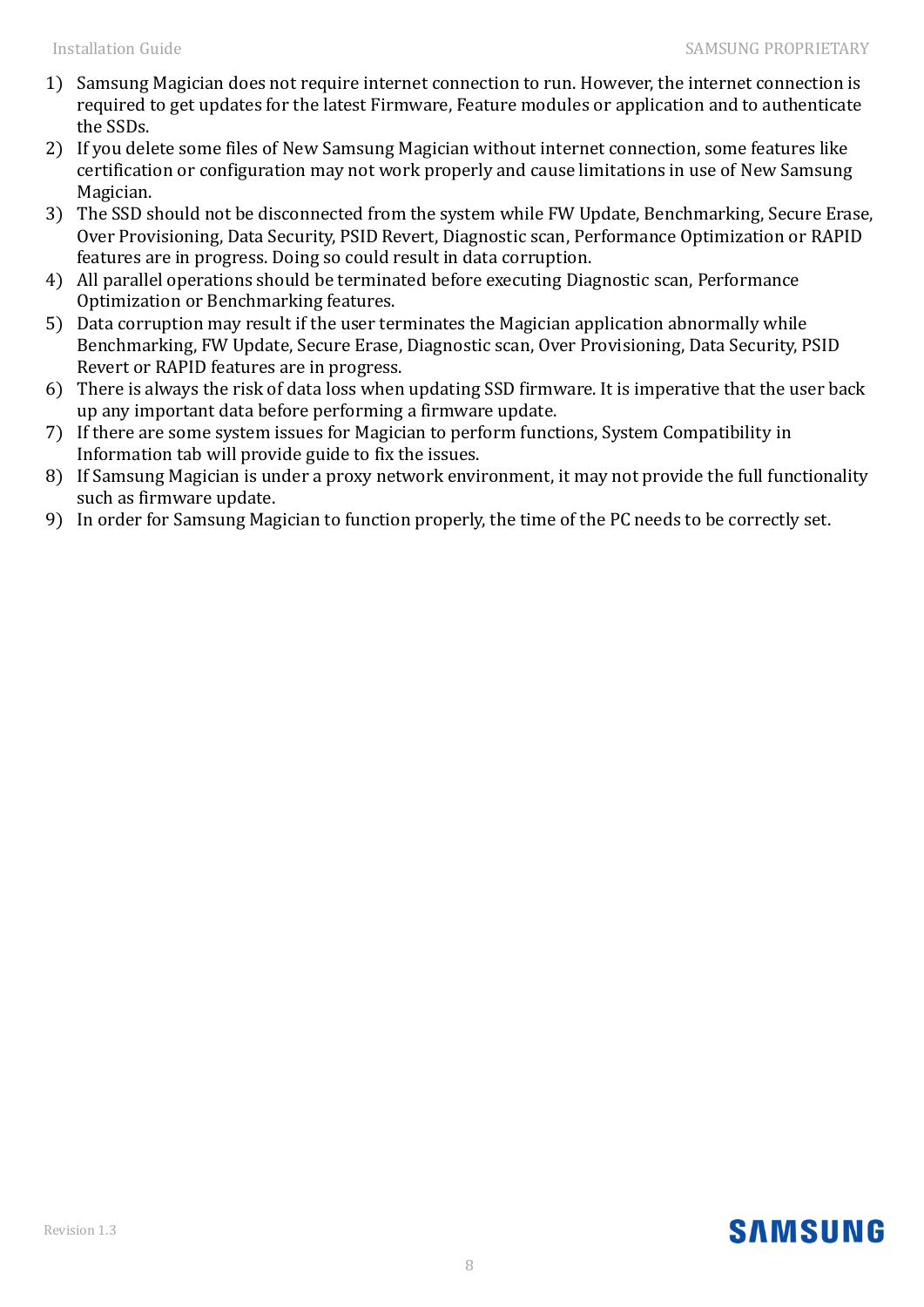1) Samsung Magician does not require internet connection to run. However, the internet connection is required to get updates for the latest Firmware, Feature modules or application and to authenticate the SSDs.
2) If you delete some files of New Samsung Magician without internet connection, some features like certification or configuration may not work properly and cause limitations in use of New Samsung Magician.
3) The SSD should not be disconnected from the system while FW Update, Benchmarking, Secure Erase, Over Provisioning, Data Security, PSID Revert, Diagnostic scan, Performance Optimization or RAPID features are in progress. Doing so could result in data corruption.
4) All parallel operations should be terminated before executing Diagnostic scan, Performance Optimization or Benchmarking features.
5) Data corruption may result if the user terminates the Magician application abnormally while Benchmarking, FW Update, Secure Erase, Diagnostic scan, Over Provisioning, Data Security, PSID Revert or RAPID features are in progress.
6) There is always the risk of data loss when updating SSD firmware. It is imperative that the user back up any important data before performing a firmware update.
7) If there are some system issues for Magician to perform functions, System Compatibility in Information tab will provide guide to fix the issues.
8) If Samsung Magician is under a proxy network environment, it may not provide the full functionality such as firmware update.
9) In order for Samsung Magician to function properly, the time of the PC needs to be correctly set.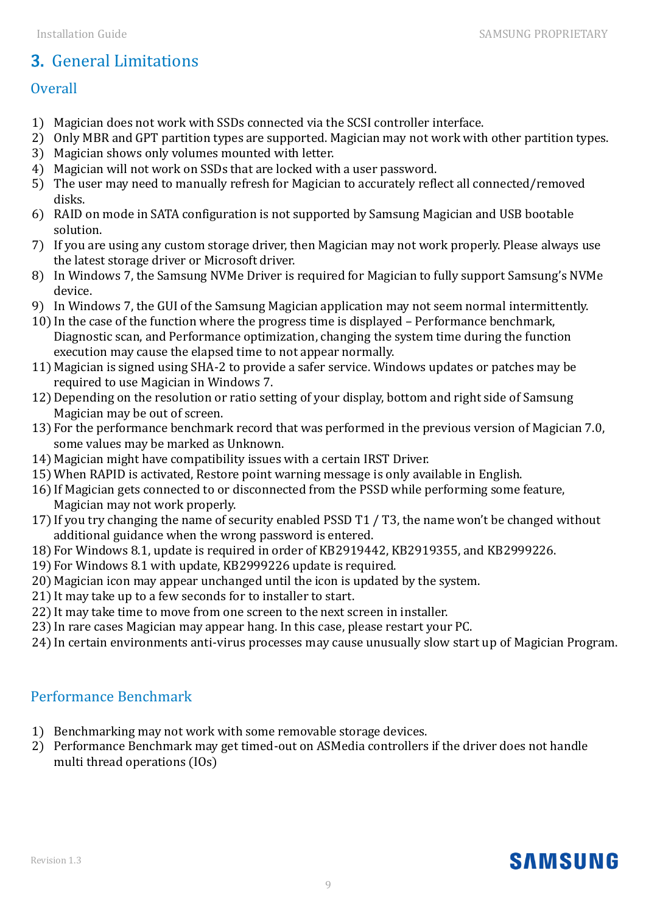# 3. General Limitations

## Overall

1) Magician does not work with SSDs connected via the SCSI controller interface.
2) Only MBR and GPT partition types are supported. Magician may not work with other partition types.
3) Magician shows only volumes mounted with letter.
4) Magician will not work on SSDs that are locked with a user password.
5) The user may need to manually refresh for Magician to accurately reflect all connected/removed disks.
6) RAID on mode in SATA configuration is not supported by Samsung Magician and USB bootable solution.
7) If you are using any custom storage driver, then Magician may not work properly. Please always use the latest storage driver or Microsoft driver.
8) In Windows 7, the Samsung NVMe Driver is required for Magician to fully support Samsung's NVMe device.
9) In Windows 7, the GUI of the Samsung Magician application may not seem normal intermittently.
10) In the case of the function where the progress time is displayed – Performance benchmark, Diagnostic scan, and Performance optimization, changing the system time during the function execution may cause the elapsed time to not appear normally.
11) Magician is signed using SHA-2 to provide a safer service. Windows updates or patches may be required to use Magician in Windows 7.
12) Depending on the resolution or ratio setting of your display, bottom and right side of Samsung Magician may be out of screen.
13) For the performance benchmark record that was performed in the previous version of Magician 7.0, some values may be marked as Unknown.
14) Magician might have compatibility issues with a certain IRST Driver.
15) When RAPID is activated, Restore point warning message is only available in English.
16) If Magician gets connected to or disconnected from the PSSD while performing some feature, Magician may not work properly.
17) If you try changing the name of security enabled PSSD T1 / T3, the name won't be changed without additional guidance when the wrong password is entered.
18) For Windows 8.1, update is required in order of KB2919442, KB2919355, and KB2999226.
19) For Windows 8.1 with update, KB2999226 update is required.
20) Magician icon may appear unchanged until the icon is updated by the system.
21) It may take up to a few seconds for to installer to start.
22) It may take time to move from one screen to the next screen in installer.
23) In rare cases Magician may appear hang. In this case, please restart your PC.
24) In certain environments anti-virus processes may cause unusually slow start up of Magician Program.

## Performance Benchmark

1) Benchmarking may not work with some removable storage devices.
2) Performance Benchmark may get timed-out on ASMedia controllers if the driver does not handle multi thread operations (IOs)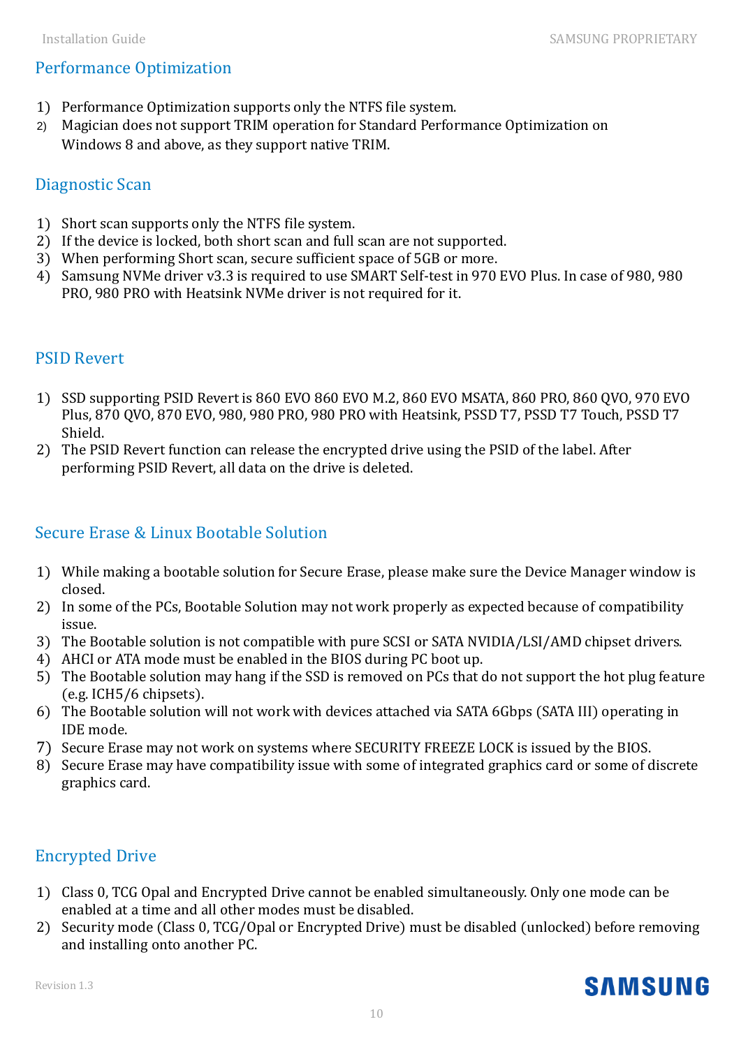## Performance Optimization

1) Performance Optimization supports only the NTFS file system.
2) Magician does not support TRIM operation for Standard Performance Optimization on Windows 8 and above, as they support native TRIM.

## Diagnostic Scan

1) Short scan supports only the NTFS file system.
2) If the device is locked, both short scan and full scan are not supported.
3) When performing Short scan, secure sufficient space of 5GB or more.
4) Samsung NVMe driver v3.3 is required to use SMART Self-test in 970 EVO Plus. In case of 980, 980 PRO, 980 PRO with Heatsink NVMe driver is not required for it.

## PSID Revert

1) SSD supporting PSID Revert is 860 EVO 860 EVO M.2, 860 EVO MSATA, 860 PRO, 860 QVO, 970 EVO Plus, 870 QVO, 870 EVO, 980, 980 PRO, 980 PRO with Heatsink, PSSD T7, PSSD T7 Touch, PSSD T7 Shield.
2) The PSID Revert function can release the encrypted drive using the PSID of the label. After performing PSID Revert, all data on the drive is deleted.

## Secure Erase & Linux Bootable Solution

1) While making a bootable solution for Secure Erase, please make sure the Device Manager window is closed.
2) In some of the PCs, Bootable Solution may not work properly as expected because of compatibility issue.
3) The Bootable solution is not compatible with pure SCSI or SATA NVIDIA/LSI/AMD chipset drivers.
4) AHCI or ATA mode must be enabled in the BIOS during PC boot up.
5) The Bootable solution may hang if the SSD is removed on PCs that do not support the hot plug feature (e.g. ICH5/6 chipsets).
6) The Bootable solution will not work with devices attached via SATA 6Gbps (SATA III) operating in IDE mode.
7) Secure Erase may not work on systems where SECURITY FREEZE LOCK is issued by the BIOS.
8) Secure Erase may have compatibility issue with some of integrated graphics card or some of discrete graphics card.

## Encrypted Drive

1) Class 0, TCG Opal and Encrypted Drive cannot be enabled simultaneously. Only one mode can be enabled at a time and all other modes must be disabled.
2) Security mode (Class 0, TCG/Opal or Encrypted Drive) must be disabled (unlocked) before removing and installing onto another PC.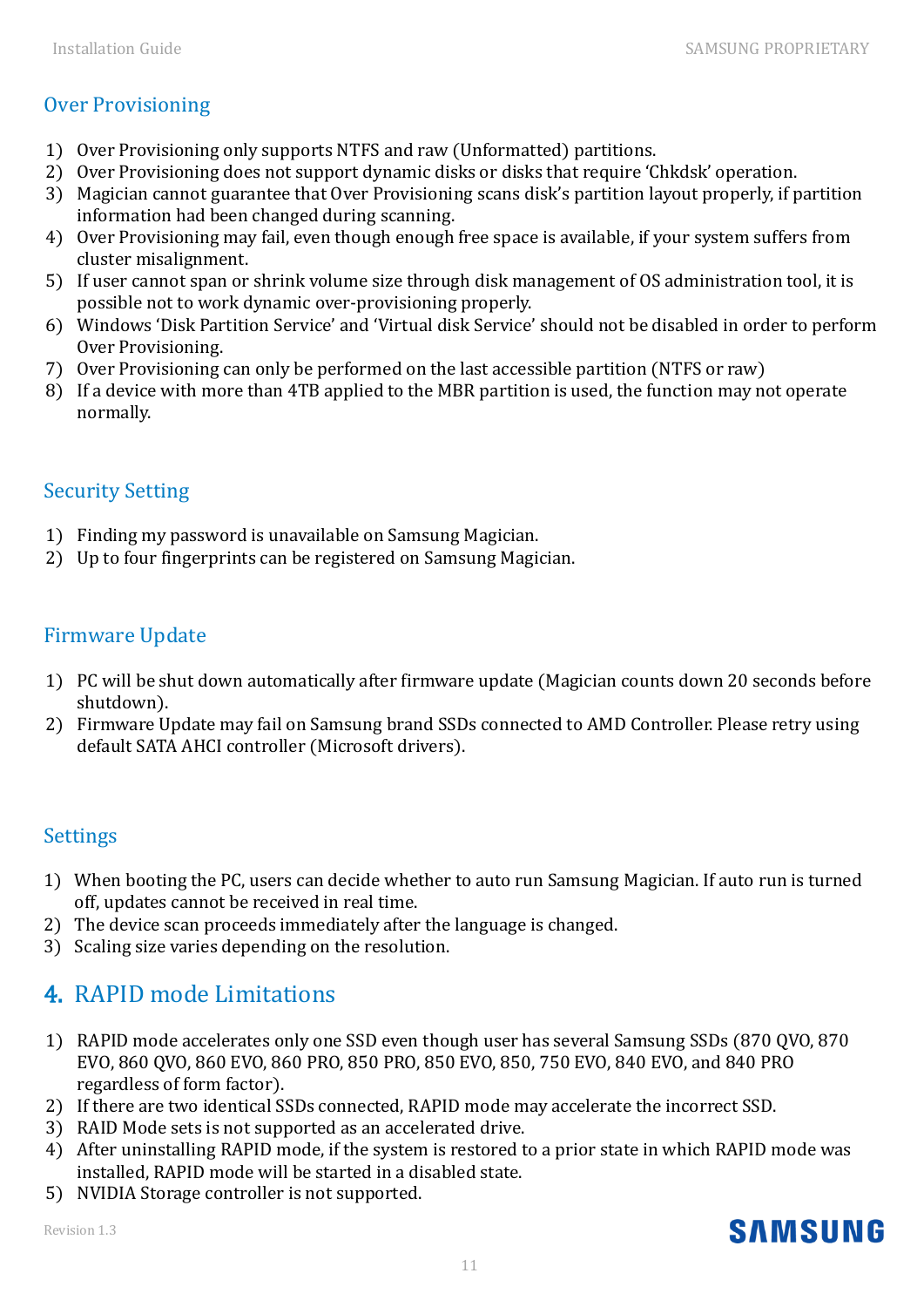### Over Provisioning

1) Over Provisioning only supports NTFS and raw (Unformatted) partitions.
2) Over Provisioning does not support dynamic disks or disks that require 'Chkdsk' operation.
3) Magician cannot guarantee that Over Provisioning scans disk's partition layout properly, if partition information had been changed during scanning.
4) Over Provisioning may fail, even though enough free space is available, if your system suffers from cluster misalignment.
5) If user cannot span or shrink volume size through disk management of OS administration tool, it is possible not to work dynamic over-provisioning properly.
6) Windows 'Disk Partition Service' and 'Virtual disk Service' should not be disabled in order to perform Over Provisioning.
7) Over Provisioning can only be performed on the last accessible partition (NTFS or raw)
8) If a device with more than 4TB applied to the MBR partition is used, the function may not operate normally.

### Security Setting

1) Finding my password is unavailable on Samsung Magician.
2) Up to four fingerprints can be registered on Samsung Magician.

### Firmware Update

1) PC will be shut down automatically after firmware update (Magician counts down 20 seconds before shutdown).
2) Firmware Update may fail on Samsung brand SSDs connected to AMD Controller. Please retry using default SATA AHCI controller (Microsoft drivers).

### Settings

1) When booting the PC, users can decide whether to auto run Samsung Magician. If auto run is turned off, updates cannot be received in real time.
2) The device scan proceeds immediately after the language is changed.
3) Scaling size varies depending on the resolution.

## 4. RAPID mode Limitations

1) RAPID mode accelerates only one SSD even though user has several Samsung SSDs (870 QVO, 870 EVO, 860 QVO, 860 EVO, 860 PRO, 850 PRO, 850 EVO, 850, 750 EVO, 840 EVO, and 840 PRO regardless of form factor).
2) If there are two identical SSDs connected, RAPID mode may accelerate the incorrect SSD.
3) RAID Mode sets is not supported as an accelerated drive.
4) After uninstalling RAPID mode, if the system is restored to a prior state in which RAPID mode was installed, RAPID mode will be started in a disabled state.
5) NVIDIA Storage controller is not supported.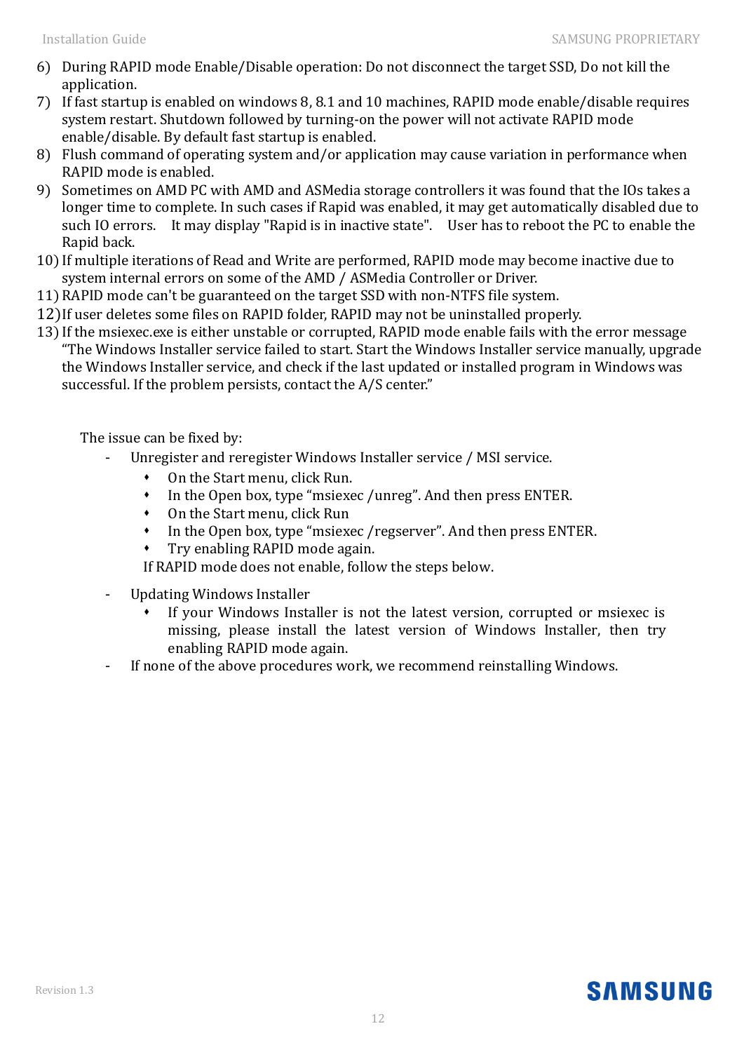6) During RAPID mode Enable/Disable operation: Do not disconnect the target SSD, Do not kill the application.
7) If fast startup is enabled on windows 8, 8.1 and 10 machines, RAPID mode enable/disable requires system restart. Shutdown followed by turning-on the power will not activate RAPID mode enable/disable. By default fast startup is enabled.
8) Flush command of operating system and/or application may cause variation in performance when RAPID mode is enabled.
9) Sometimes on AMD PC with AMD and ASMedia storage controllers it was found that the IOs takes a longer time to complete. In such cases if Rapid was enabled, it may get automatically disabled due to such IO errors. It may display "Rapid is in inactive state". User has to reboot the PC to enable the Rapid back.
10) If multiple iterations of Read and Write are performed, RAPID mode may become inactive due to system internal errors on some of the AMD / ASMedia Controller or Driver.
11) RAPID mode can't be guaranteed on the target SSD with non-NTFS file system.
12) If user deletes some files on RAPID folder, RAPID may not be uninstalled properly.
13) If the msiexec.exe is either unstable or corrupted, RAPID mode enable fails with the error message "The Windows Installer service failed to start. Start the Windows Installer service manually, upgrade the Windows Installer service, and check if the last updated or installed program in Windows was successful. If the problem persists, contact the A/S center."

The issue can be fixed by:

- Unregister and reregister Windows Installer service / MSI service.
  - On the Start menu, click Run.
  - In the Open box, type "msiexec /unreg". And then press ENTER.
  - On the Start menu, click Run
  - In the Open box, type "msiexec /regserver". And then press ENTER.
  - Try enabling RAPID mode again.

  If RAPID mode does not enable, follow the steps below.

- Updating Windows Installer
  - If your Windows Installer is not the latest version, corrupted or msiexec is missing, please install the latest version of Windows Installer, then try enabling RAPID mode again.
- If none of the above procedures work, we recommend reinstalling Windows.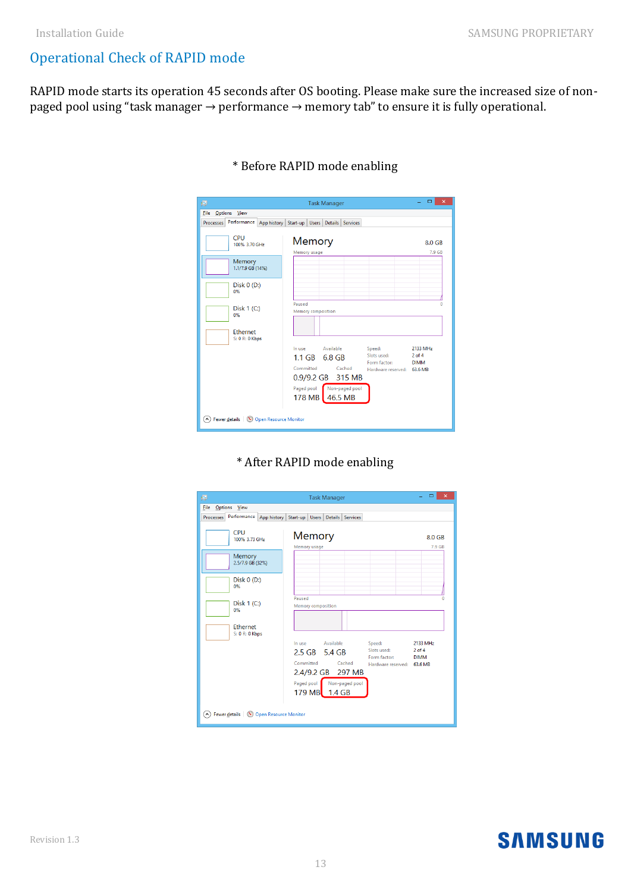## Operational Check of RAPID mode

RAPID mode starts its operation 45 seconds after OS booting. Please make sure the increased size of non-paged pool using “task manager → performance → memory tab” to ensure it is fully operational.

\* Before RAPID mode enabling

\* After RAPID mode enabling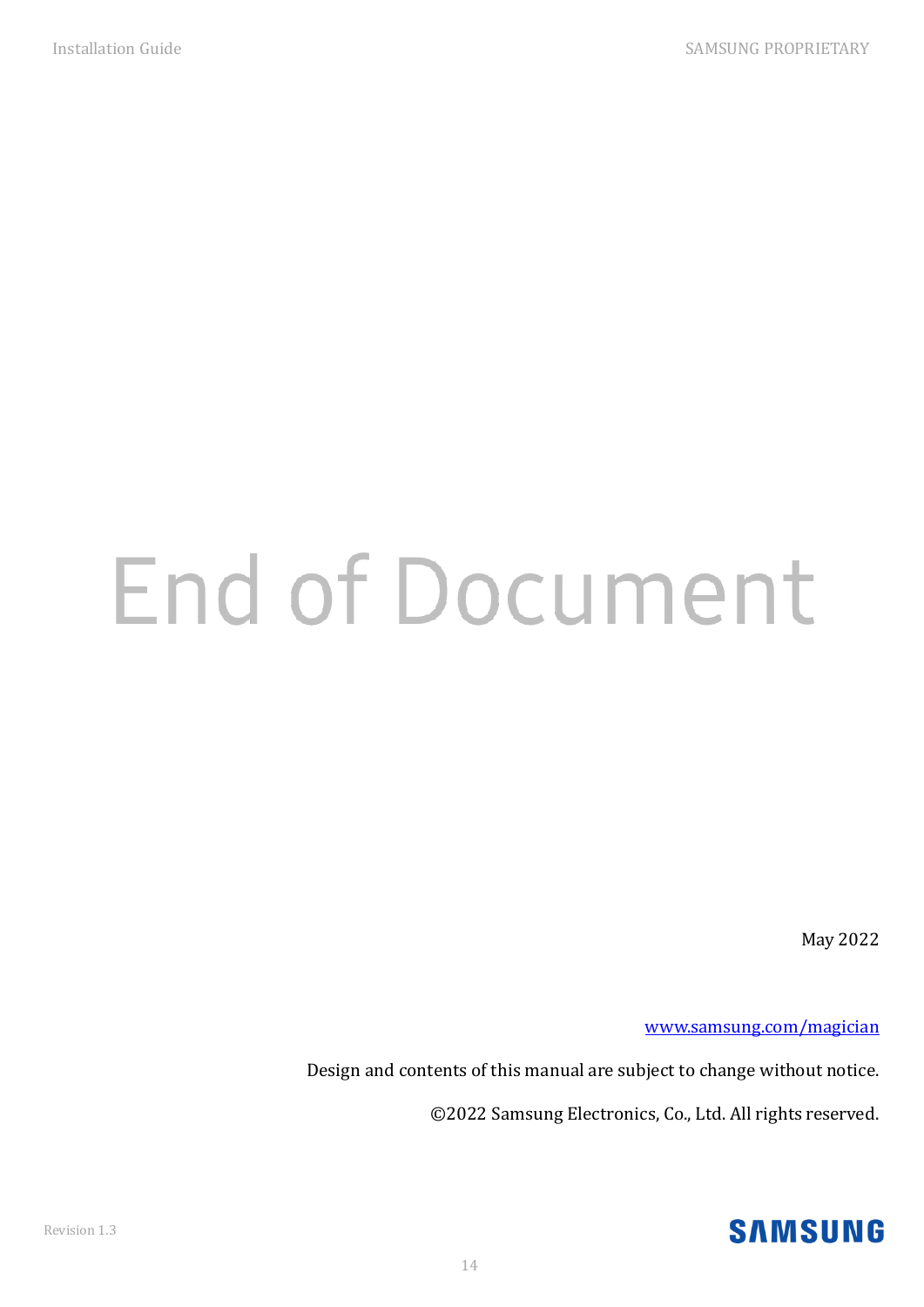# End of Document

May 2022

www.samsung.com/magician

Design and contents of this manual are subject to change without notice.

©2022 Samsung Electronics, Co., Ltd. All rights reserved.

Revision 1.3

SAMSUNG